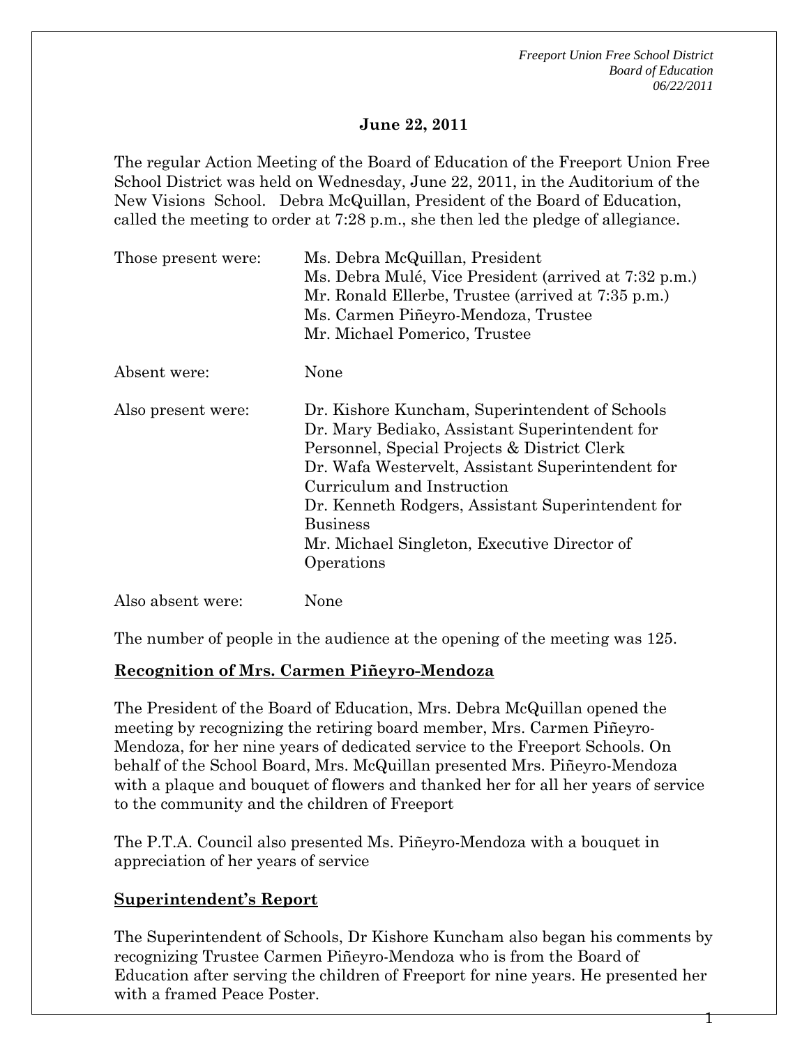**June 22, 2011**

The regular Action Meeting of the Board of Education of the Freeport Union Free School District was held on Wednesday, June 22, 2011, in the Auditorium of the New Visions School. Debra McQuillan, President of the Board of Education, called the meeting to order at 7:28 p.m., she then led the pledge of allegiance.

| | |
|---|---|
| Those present were: | Ms. Debra McQuillan, President<br>Ms. Debra Mulé, Vice President (arrived at 7:32 p.m.)<br>Mr. Ronald Ellerbe, Trustee (arrived at 7:35 p.m.)<br>Ms. Carmen Piñeyro-Mendoza, Trustee<br>Mr. Michael Pomerico, Trustee |
| Absent were: | None |
| Also present were: | Dr. Kishore Kuncham, Superintendent of Schools<br>Dr. Mary Bediako, Assistant Superintendent for Personnel, Special Projects & District Clerk<br>Dr. Wafa Westervelt, Assistant Superintendent for Curriculum and Instruction<br>Dr. Kenneth Rodgers, Assistant Superintendent for Business<br>Mr. Michael Singleton, Executive Director of Operations |
| Also absent were: | None |

The number of people in the audience at the opening of the meeting was 125.

**Recognition of Mrs. Carmen Piñeyro-Mendoza**

The President of the Board of Education, Mrs. Debra McQuillan opened the meeting by recognizing the retiring board member, Mrs. Carmen Piñeyro-Mendoza, for her nine years of dedicated service to the Freeport Schools. On behalf of the School Board, Mrs. McQuillan presented Mrs. Piñeyro-Mendoza with a plaque and bouquet of flowers and thanked her for all her years of service to the community and the children of Freeport

The P.T.A. Council also presented Ms. Piñeyro-Mendoza with a bouquet in appreciation of her years of service

**Superintendent's Report**

The Superintendent of Schools, Dr Kishore Kuncham also began his comments by recognizing Trustee Carmen Piñeyro-Mendoza who is from the Board of Education after serving the children of Freeport for nine years. He presented her with a framed Peace Poster.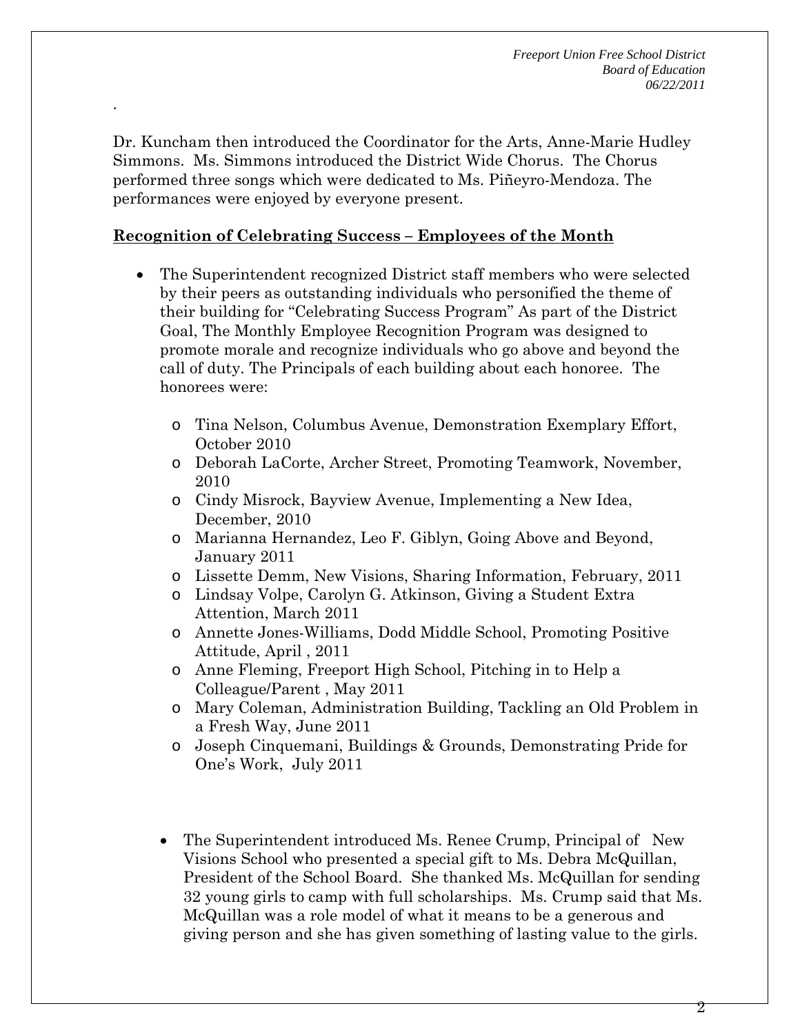.

Dr. Kuncham then introduced the Coordinator for the Arts, Anne-Marie Hudley Simmons. Ms. Simmons introduced the District Wide Chorus. The Chorus performed three songs which were dedicated to Ms. Piñeyro-Mendoza. The performances were enjoyed by everyone present.

**Recognition of Celebrating Success – Employees of the Month**

- The Superintendent recognized District staff members who were selected by their peers as outstanding individuals who personified the theme of their building for "Celebrating Success Program" As part of the District Goal, The Monthly Employee Recognition Program was designed to promote morale and recognize individuals who go above and beyond the call of duty. The Principals of each building about each honoree. The honorees were:
  - Tina Nelson, Columbus Avenue, Demonstration Exemplary Effort, October 2010
  - Deborah LaCorte, Archer Street, Promoting Teamwork, November, 2010
  - Cindy Misrock, Bayview Avenue, Implementing a New Idea, December, 2010
  - Marianna Hernandez, Leo F. Giblyn, Going Above and Beyond, January 2011
  - Lissette Demm, New Visions, Sharing Information, February, 2011
  - Lindsay Volpe, Carolyn G. Atkinson, Giving a Student Extra Attention, March 2011
  - Annette Jones-Williams, Dodd Middle School, Promoting Positive Attitude, April , 2011
  - Anne Fleming, Freeport High School, Pitching in to Help a Colleague/Parent , May 2011
  - Mary Coleman, Administration Building, Tackling an Old Problem in a Fresh Way, June 2011
  - Joseph Cinquemani, Buildings & Grounds, Demonstrating Pride for One's Work, July 2011

- The Superintendent introduced Ms. Renee Crump, Principal of New Visions School who presented a special gift to Ms. Debra McQuillan, President of the School Board. She thanked Ms. McQuillan for sending 32 young girls to camp with full scholarships. Ms. Crump said that Ms. McQuillan was a role model of what it means to be a generous and giving person and she has given something of lasting value to the girls.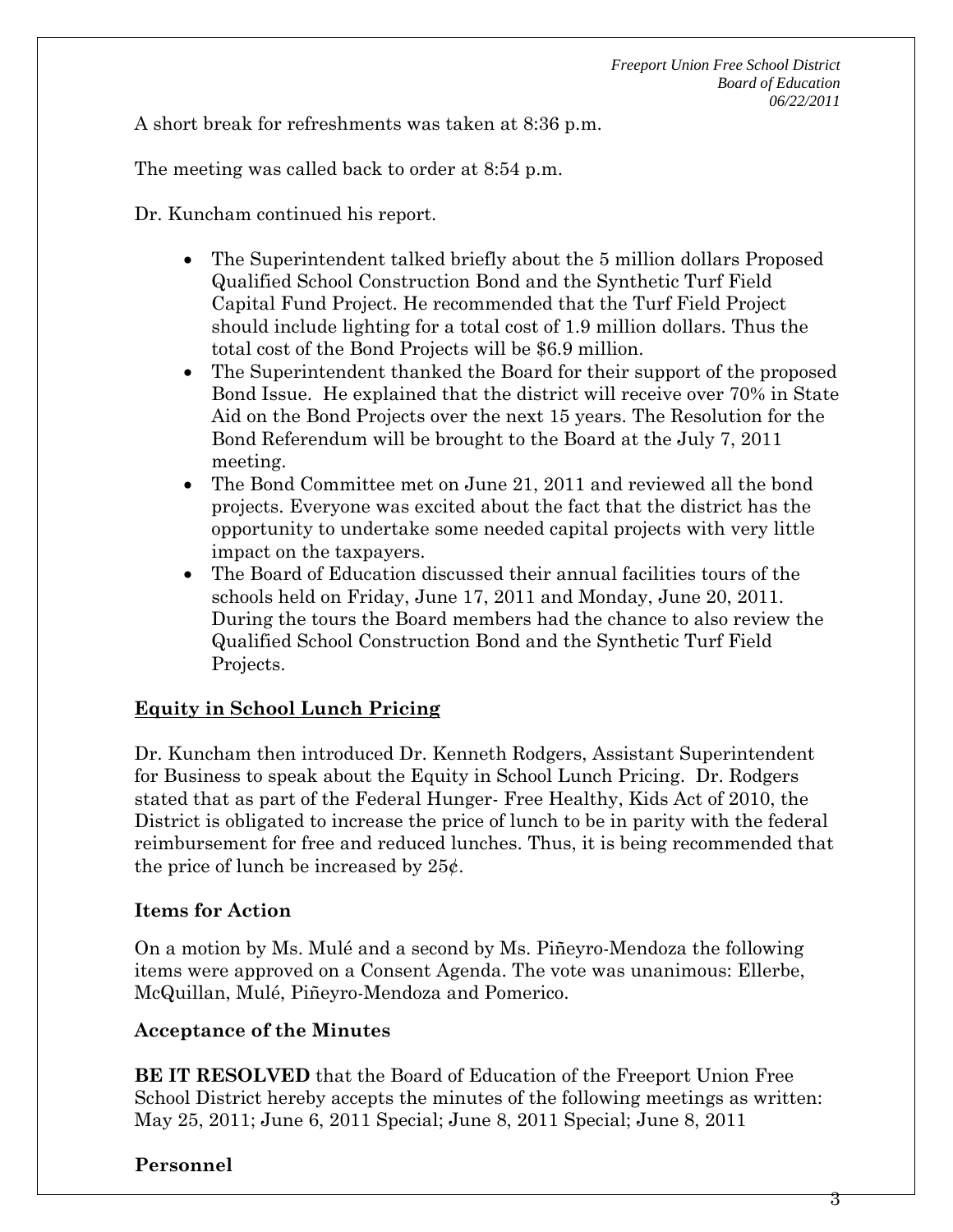A short break for refreshments was taken at 8:36 p.m.

The meeting was called back to order at 8:54 p.m.

Dr. Kuncham continued his report.

- The Superintendent talked briefly about the 5 million dollars Proposed Qualified School Construction Bond and the Synthetic Turf Field Capital Fund Project. He recommended that the Turf Field Project should include lighting for a total cost of 1.9 million dollars. Thus the total cost of the Bond Projects will be $6.9 million.
- The Superintendent thanked the Board for their support of the proposed Bond Issue. He explained that the district will receive over 70% in State Aid on the Bond Projects over the next 15 years. The Resolution for the Bond Referendum will be brought to the Board at the July 7, 2011 meeting.
- The Bond Committee met on June 21, 2011 and reviewed all the bond projects. Everyone was excited about the fact that the district has the opportunity to undertake some needed capital projects with very little impact on the taxpayers.
- The Board of Education discussed their annual facilities tours of the schools held on Friday, June 17, 2011 and Monday, June 20, 2011. During the tours the Board members had the chance to also review the Qualified School Construction Bond and the Synthetic Turf Field Projects.

## Equity in School Lunch Pricing

Dr. Kuncham then introduced Dr. Kenneth Rodgers, Assistant Superintendent for Business to speak about the Equity in School Lunch Pricing. Dr. Rodgers stated that as part of the Federal Hunger- Free Healthy, Kids Act of 2010, the District is obligated to increase the price of lunch to be in parity with the federal reimbursement for free and reduced lunches. Thus, it is being recommended that the price of lunch be increased by 25¢.

## Items for Action

On a motion by Ms. Mulé and a second by Ms. Piñeyro-Mendoza the following items were approved on a Consent Agenda. The vote was unanimous: Ellerbe, McQuillan, Mulé, Piñeyro-Mendoza and Pomerico.

## Acceptance of the Minutes

**BE IT RESOLVED** that the Board of Education of the Freeport Union Free School District hereby accepts the minutes of the following meetings as written: May 25, 2011; June 6, 2011 Special; June 8, 2011 Special; June 8, 2011

## Personnel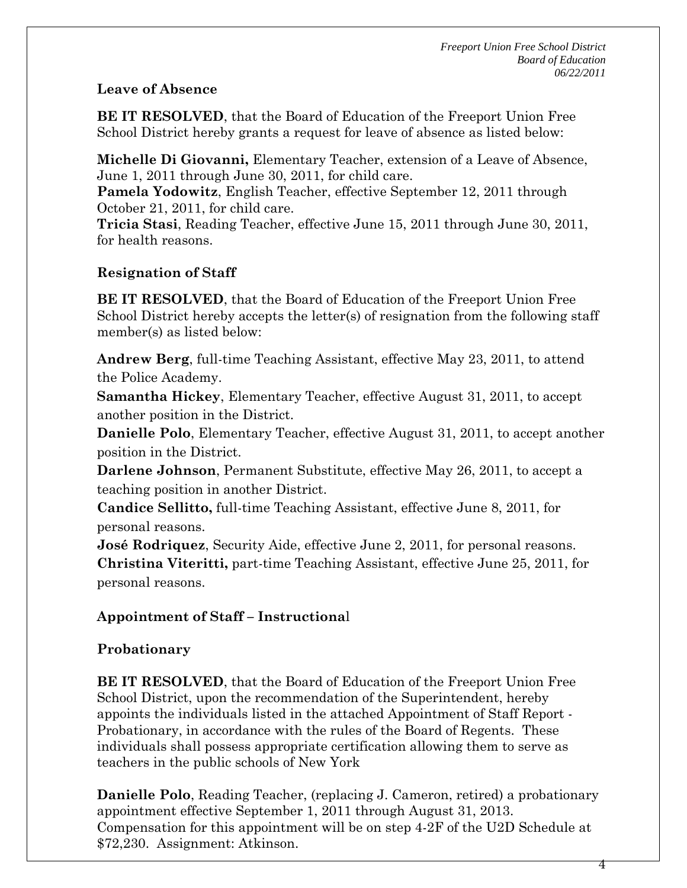**Leave of Absence**

**BE IT RESOLVED**, that the Board of Education of the Freeport Union Free School District hereby grants a request for leave of absence as listed below:

**Michelle Di Giovanni,** Elementary Teacher, extension of a Leave of Absence, June 1, 2011 through June 30, 2011, for child care.
**Pamela Yodowitz**, English Teacher, effective September 12, 2011 through October 21, 2011, for child care.
**Tricia Stasi**, Reading Teacher, effective June 15, 2011 through June 30, 2011, for health reasons.

**Resignation of Staff**

**BE IT RESOLVED**, that the Board of Education of the Freeport Union Free School District hereby accepts the letter(s) of resignation from the following staff member(s) as listed below:

**Andrew Berg**, full-time Teaching Assistant, effective May 23, 2011, to attend the Police Academy.
**Samantha Hickey**, Elementary Teacher, effective August 31, 2011, to accept another position in the District.
**Danielle Polo**, Elementary Teacher, effective August 31, 2011, to accept another position in the District.
**Darlene Johnson**, Permanent Substitute, effective May 26, 2011, to accept a teaching position in another District.
**Candice Sellitto,** full-time Teaching Assistant, effective June 8, 2011, for personal reasons.
**José Rodriquez**, Security Aide, effective June 2, 2011, for personal reasons.
**Christina Viteritti,** part-time Teaching Assistant, effective June 25, 2011, for personal reasons.

**Appointment of Staff – Instructiona**l

**Probationary**

**BE IT RESOLVED**, that the Board of Education of the Freeport Union Free School District, upon the recommendation of the Superintendent, hereby appoints the individuals listed in the attached Appointment of Staff Report - Probationary, in accordance with the rules of the Board of Regents. These individuals shall possess appropriate certification allowing them to serve as teachers in the public schools of New York

**Danielle Polo**, Reading Teacher, (replacing J. Cameron, retired) a probationary appointment effective September 1, 2011 through August 31, 2013. Compensation for this appointment will be on step 4-2F of the U2D Schedule at $72,230. Assignment: Atkinson.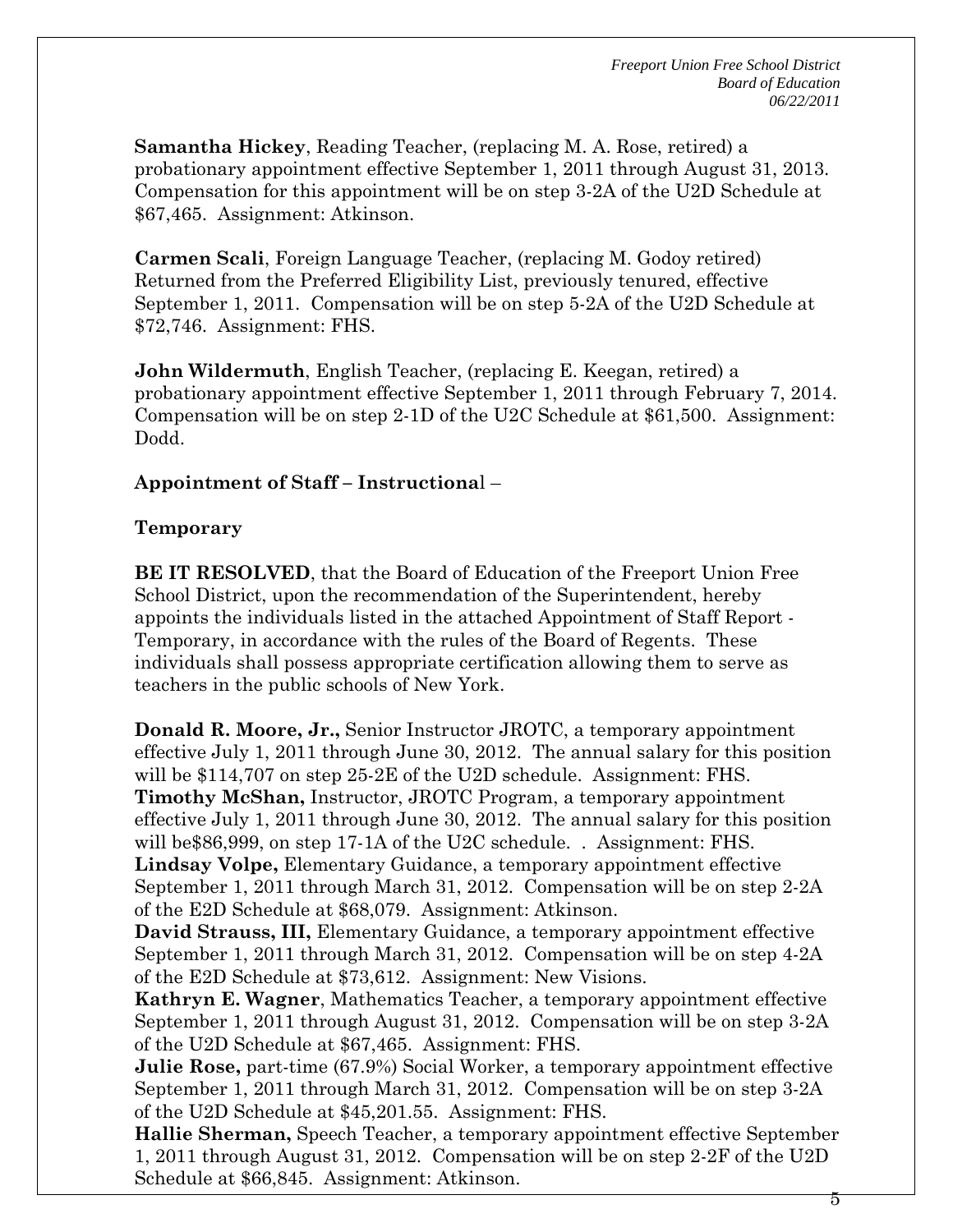**Samantha Hickey**, Reading Teacher, (replacing M. A. Rose, retired) a probationary appointment effective September 1, 2011 through August 31, 2013. Compensation for this appointment will be on step 3-2A of the U2D Schedule at $67,465. Assignment: Atkinson.

**Carmen Scali**, Foreign Language Teacher, (replacing M. Godoy retired) Returned from the Preferred Eligibility List, previously tenured, effective September 1, 2011. Compensation will be on step 5-2A of the U2D Schedule at $72,746. Assignment: FHS.

**John Wildermuth**, English Teacher, (replacing E. Keegan, retired) a probationary appointment effective September 1, 2011 through February 7, 2014. Compensation will be on step 2-1D of the U2C Schedule at $61,500. Assignment: Dodd.

**Appointment of Staff – Instructional** –

**Temporary**

**BE IT RESOLVED**, that the Board of Education of the Freeport Union Free School District, upon the recommendation of the Superintendent, hereby appoints the individuals listed in the attached Appointment of Staff Report - Temporary, in accordance with the rules of the Board of Regents. These individuals shall possess appropriate certification allowing them to serve as teachers in the public schools of New York.

**Donald R. Moore, Jr.,** Senior Instructor JROTC, a temporary appointment effective July 1, 2011 through June 30, 2012. The annual salary for this position will be $114,707 on step 25-2E of the U2D schedule. Assignment: FHS.

**Timothy McShan,** Instructor, JROTC Program, a temporary appointment effective July 1, 2011 through June 30, 2012. The annual salary for this position will be$86,999, on step 17-1A of the U2C schedule. . Assignment: FHS.

**Lindsay Volpe,** Elementary Guidance, a temporary appointment effective September 1, 2011 through March 31, 2012. Compensation will be on step 2-2A of the E2D Schedule at $68,079. Assignment: Atkinson.

**David Strauss, III,** Elementary Guidance, a temporary appointment effective September 1, 2011 through March 31, 2012. Compensation will be on step 4-2A of the E2D Schedule at $73,612. Assignment: New Visions.

**Kathryn E. Wagner**, Mathematics Teacher, a temporary appointment effective September 1, 2011 through August 31, 2012. Compensation will be on step 3-2A of the U2D Schedule at $67,465. Assignment: FHS.

**Julie Rose,** part-time (67.9%) Social Worker, a temporary appointment effective September 1, 2011 through March 31, 2012. Compensation will be on step 3-2A of the U2D Schedule at $45,201.55. Assignment: FHS.

**Hallie Sherman,** Speech Teacher, a temporary appointment effective September 1, 2011 through August 31, 2012. Compensation will be on step 2-2F of the U2D Schedule at $66,845. Assignment: Atkinson.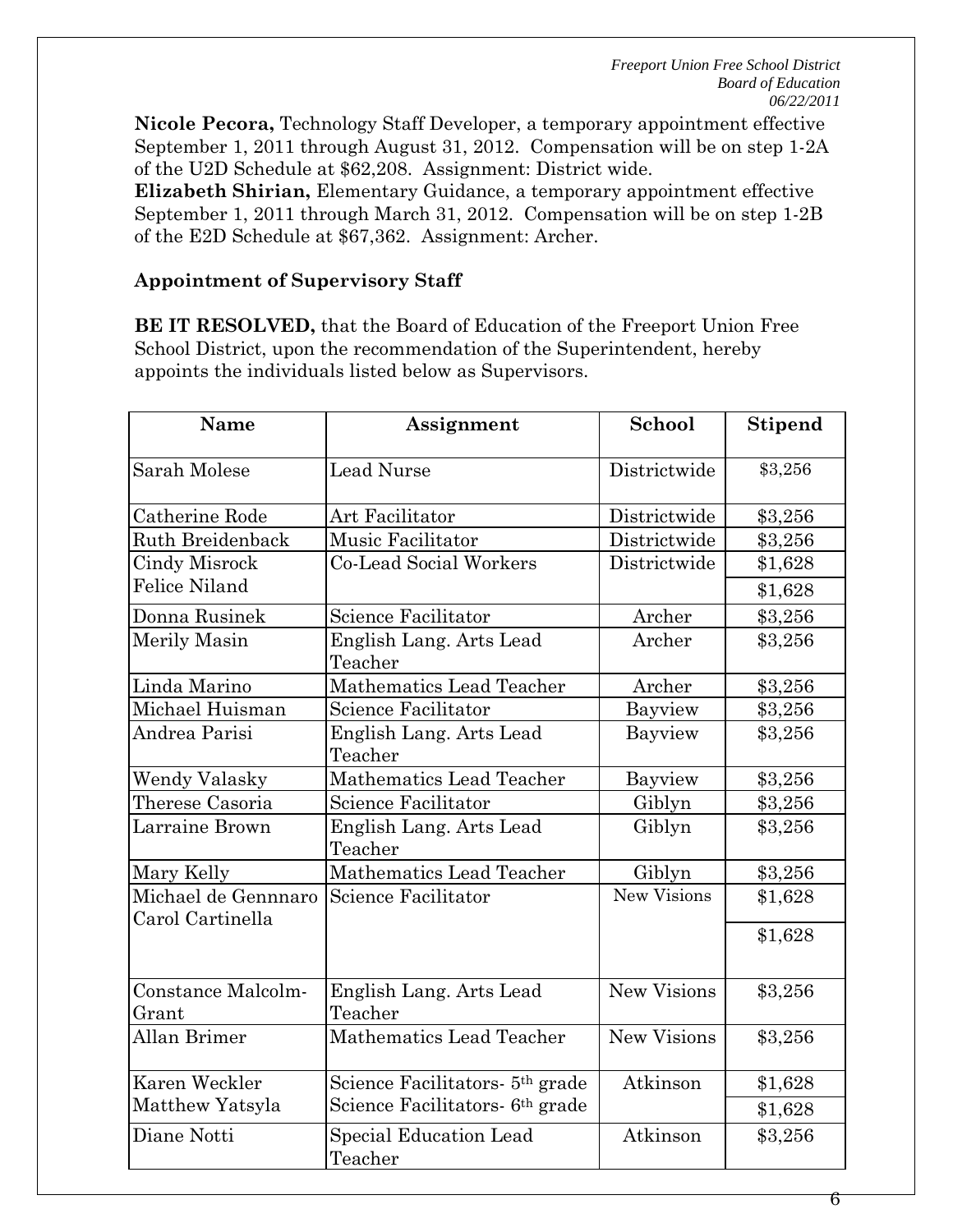**Nicole Pecora,** Technology Staff Developer, a temporary appointment effective September 1, 2011 through August 31, 2012. Compensation will be on step 1-2A of the U2D Schedule at $62,208. Assignment: District wide.

**Elizabeth Shirian,** Elementary Guidance, a temporary appointment effective September 1, 2011 through March 31, 2012. Compensation will be on step 1-2B of the E2D Schedule at $67,362. Assignment: Archer.

### Appointment of Supervisory Staff

**BE IT RESOLVED,** that the Board of Education of the Freeport Union Free School District, upon the recommendation of the Superintendent, hereby appoints the individuals listed below as Supervisors.

| Name | Assignment | School | Stipend |
|---|---|---|---|
| Sarah Molese | Lead Nurse | Districtwide | $3,256 |
| Catherine Rode | Art Facilitator | Districtwide | $3,256 |
| Ruth Breidenback | Music Facilitator | Districtwide | $3,256 |
| Cindy Misrock | Co-Lead Social Workers | Districtwide | $1,628 |
| Felice Niland | | | $1,628 |
| Donna Rusinek | Science Facilitator | Archer | $3,256 |
| Merily Masin | English Lang. Arts Lead Teacher | Archer | $3,256 |
| Linda Marino | Mathematics Lead Teacher | Archer | $3,256 |
| Michael Huisman | Science Facilitator | Bayview | $3,256 |
| Andrea Parisi | English Lang. Arts Lead Teacher | Bayview | $3,256 |
| Wendy Valasky | Mathematics Lead Teacher | Bayview | $3,256 |
| Therese Casoria | Science Facilitator | Giblyn | $3,256 |
| Larraine Brown | English Lang. Arts Lead Teacher | Giblyn | $3,256 |
| Mary Kelly | Mathematics Lead Teacher | Giblyn | $3,256 |
| Michael de Gennnaro | Science Facilitator | New Visions | $1,628 |
| Carol Cartinella | | | $1,628 |
| Constance Malcolm-Grant | English Lang. Arts Lead Teacher | New Visions | $3,256 |
| Allan Brimer | Mathematics Lead Teacher | New Visions | $3,256 |
| Karen Weckler | Science Facilitators- 5th grade | Atkinson | $1,628 |
| Matthew Yatsyla | Science Facilitators- 6th grade | | $1,628 |
| Diane Notti | Special Education Lead Teacher | Atkinson | $3,256 |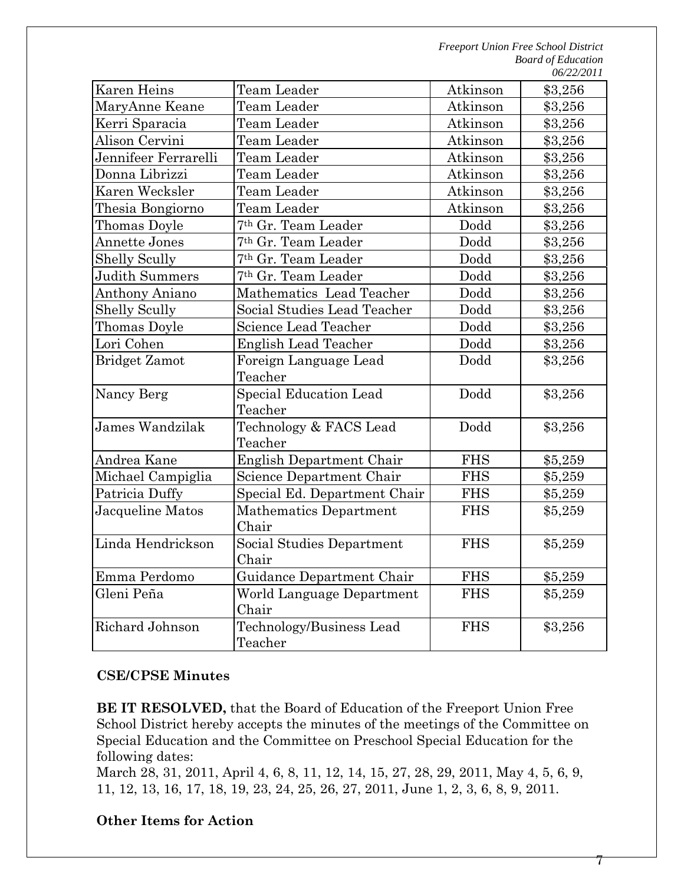| Karen Heins | Team Leader | Atkinson | $3,256 |
|---|---|---|---|
| MaryAnne Keane | Team Leader | Atkinson | $3,256 |
| Kerri Sparacia | Team Leader | Atkinson | $3,256 |
| Alison Cervini | Team Leader | Atkinson | $3,256 |
| Jennifeer Ferrarelli | Team Leader | Atkinson | $3,256 |
| Donna Librizzi | Team Leader | Atkinson | $3,256 |
| Karen Wecksler | Team Leader | Atkinson | $3,256 |
| Thesia Bongiorno | Team Leader | Atkinson | $3,256 |
| Thomas Doyle | 7th Gr. Team Leader | Dodd | $3,256 |
| Annette Jones | 7th Gr. Team Leader | Dodd | $3,256 |
| Shelly Scully | 7th Gr. Team Leader | Dodd | $3,256 |
| Judith Summers | 7th Gr. Team Leader | Dodd | $3,256 |
| Anthony Aniano | Mathematics Lead Teacher | Dodd | $3,256 |
| Shelly Scully | Social Studies Lead Teacher | Dodd | $3,256 |
| Thomas Doyle | Science Lead Teacher | Dodd | $3,256 |
| Lori Cohen | English Lead Teacher | Dodd | $3,256 |
| Bridget Zamot | Foreign Language Lead Teacher | Dodd | $3,256 |
| Nancy Berg | Special Education Lead Teacher | Dodd | $3,256 |
| James Wandzilak | Technology & FACS Lead Teacher | Dodd | $3,256 |
| Andrea Kane | English Department Chair | FHS | $5,259 |
| Michael Campiglia | Science Department Chair | FHS | $5,259 |
| Patricia Duffy | Special Ed. Department Chair | FHS | $5,259 |
| Jacqueline Matos | Mathematics Department Chair | FHS | $5,259 |
| Linda Hendrickson | Social Studies Department Chair | FHS | $5,259 |
| Emma Perdomo | Guidance Department Chair | FHS | $5,259 |
| Gleni Peña | World Language Department Chair | FHS | $5,259 |
| Richard Johnson | Technology/Business Lead Teacher | FHS | $3,256 |

**CSE/CPSE Minutes**

**BE IT RESOLVED,** that the Board of Education of the Freeport Union Free School District hereby accepts the minutes of the meetings of the Committee on Special Education and the Committee on Preschool Special Education for the following dates:
March 28, 31, 2011, April 4, 6, 8, 11, 12, 14, 15, 27, 28, 29, 2011, May 4, 5, 6, 9, 11, 12, 13, 16, 17, 18, 19, 23, 24, 25, 26, 27, 2011, June 1, 2, 3, 6, 8, 9, 2011.

**Other Items for Action**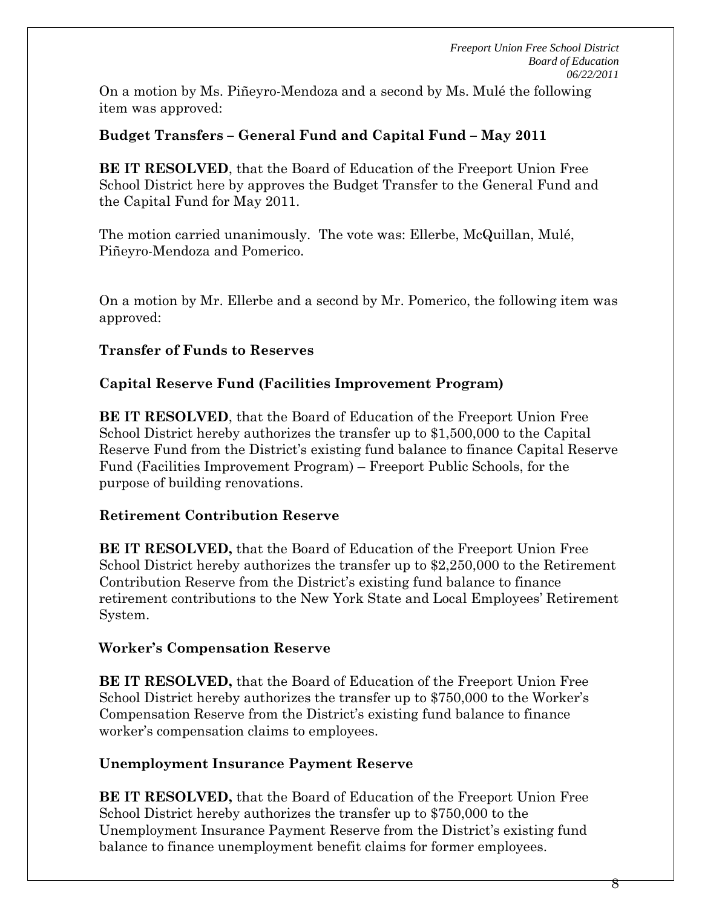On a motion by Ms. Piñeyro-Mendoza and a second by Ms. Mulé the following item was approved:

**Budget Transfers – General Fund and Capital Fund – May 2011**

**BE IT RESOLVED**, that the Board of Education of the Freeport Union Free School District here by approves the Budget Transfer to the General Fund and the Capital Fund for May 2011.

The motion carried unanimously. The vote was: Ellerbe, McQuillan, Mulé, Piñeyro-Mendoza and Pomerico.

On a motion by Mr. Ellerbe and a second by Mr. Pomerico, the following item was approved:

**Transfer of Funds to Reserves**

**Capital Reserve Fund (Facilities Improvement Program)**

**BE IT RESOLVED**, that the Board of Education of the Freeport Union Free School District hereby authorizes the transfer up to $1,500,000 to the Capital Reserve Fund from the District's existing fund balance to finance Capital Reserve Fund (Facilities Improvement Program) – Freeport Public Schools, for the purpose of building renovations.

**Retirement Contribution Reserve**

**BE IT RESOLVED,** that the Board of Education of the Freeport Union Free School District hereby authorizes the transfer up to $2,250,000 to the Retirement Contribution Reserve from the District's existing fund balance to finance retirement contributions to the New York State and Local Employees' Retirement System.

**Worker's Compensation Reserve**

**BE IT RESOLVED,** that the Board of Education of the Freeport Union Free School District hereby authorizes the transfer up to $750,000 to the Worker's Compensation Reserve from the District's existing fund balance to finance worker's compensation claims to employees.

**Unemployment Insurance Payment Reserve**

**BE IT RESOLVED,** that the Board of Education of the Freeport Union Free School District hereby authorizes the transfer up to $750,000 to the Unemployment Insurance Payment Reserve from the District's existing fund balance to finance unemployment benefit claims for former employees.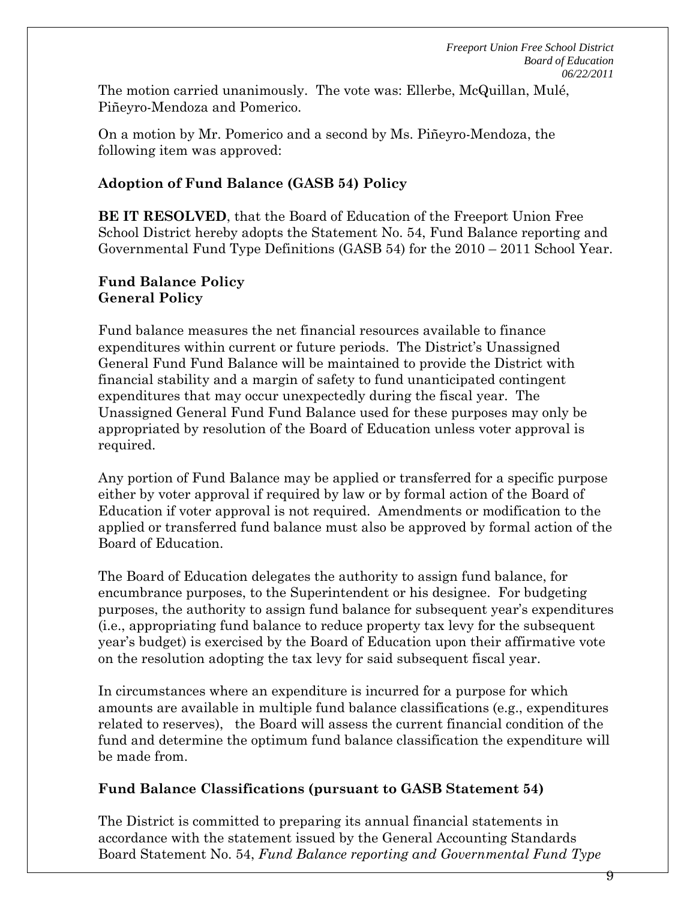The motion carried unanimously. The vote was: Ellerbe, McQuillan, Mulé, Piñeyro-Mendoza and Pomerico.

On a motion by Mr. Pomerico and a second by Ms. Piñeyro-Mendoza, the following item was approved:

**Adoption of Fund Balance (GASB 54) Policy**

**BE IT RESOLVED**, that the Board of Education of the Freeport Union Free School District hereby adopts the Statement No. 54, Fund Balance reporting and Governmental Fund Type Definitions (GASB 54) for the 2010 – 2011 School Year.

**Fund Balance Policy**
**General Policy**

Fund balance measures the net financial resources available to finance expenditures within current or future periods. The District's Unassigned General Fund Fund Balance will be maintained to provide the District with financial stability and a margin of safety to fund unanticipated contingent expenditures that may occur unexpectedly during the fiscal year. The Unassigned General Fund Fund Balance used for these purposes may only be appropriated by resolution of the Board of Education unless voter approval is required.

Any portion of Fund Balance may be applied or transferred for a specific purpose either by voter approval if required by law or by formal action of the Board of Education if voter approval is not required. Amendments or modification to the applied or transferred fund balance must also be approved by formal action of the Board of Education.

The Board of Education delegates the authority to assign fund balance, for encumbrance purposes, to the Superintendent or his designee. For budgeting purposes, the authority to assign fund balance for subsequent year's expenditures (i.e., appropriating fund balance to reduce property tax levy for the subsequent year's budget) is exercised by the Board of Education upon their affirmative vote on the resolution adopting the tax levy for said subsequent fiscal year.

In circumstances where an expenditure is incurred for a purpose for which amounts are available in multiple fund balance classifications (e.g., expenditures related to reserves), the Board will assess the current financial condition of the fund and determine the optimum fund balance classification the expenditure will be made from.

**Fund Balance Classifications (pursuant to GASB Statement 54)**

The District is committed to preparing its annual financial statements in accordance with the statement issued by the General Accounting Standards Board Statement No. 54, *Fund Balance reporting and Governmental Fund Type*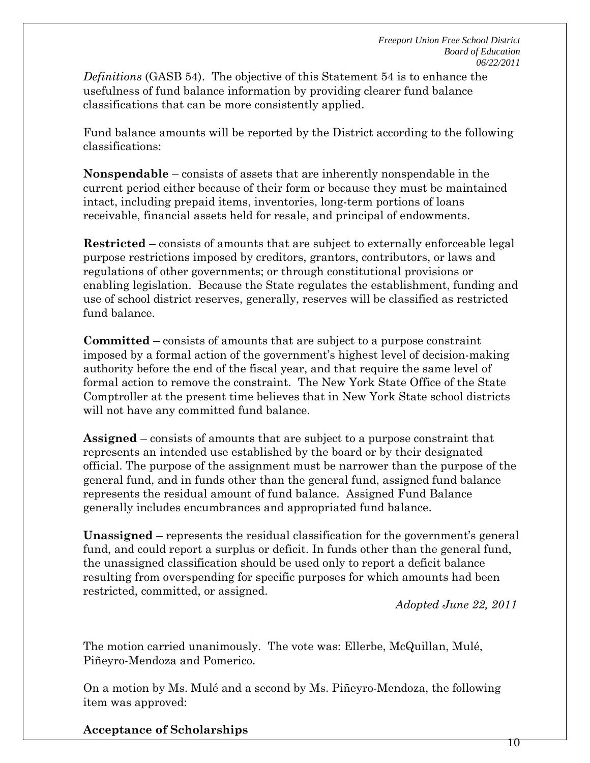*Definitions* (GASB 54). The objective of this Statement 54 is to enhance the usefulness of fund balance information by providing clearer fund balance classifications that can be more consistently applied.

Fund balance amounts will be reported by the District according to the following classifications:

**Nonspendable** – consists of assets that are inherently nonspendable in the current period either because of their form or because they must be maintained intact, including prepaid items, inventories, long-term portions of loans receivable, financial assets held for resale, and principal of endowments.

**Restricted** – consists of amounts that are subject to externally enforceable legal purpose restrictions imposed by creditors, grantors, contributors, or laws and regulations of other governments; or through constitutional provisions or enabling legislation. Because the State regulates the establishment, funding and use of school district reserves, generally, reserves will be classified as restricted fund balance.

**Committed** – consists of amounts that are subject to a purpose constraint imposed by a formal action of the government's highest level of decision-making authority before the end of the fiscal year, and that require the same level of formal action to remove the constraint. The New York State Office of the State Comptroller at the present time believes that in New York State school districts will not have any committed fund balance.

**Assigned** – consists of amounts that are subject to a purpose constraint that represents an intended use established by the board or by their designated official. The purpose of the assignment must be narrower than the purpose of the general fund, and in funds other than the general fund, assigned fund balance represents the residual amount of fund balance. Assigned Fund Balance generally includes encumbrances and appropriated fund balance.

**Unassigned** – represents the residual classification for the government's general fund, and could report a surplus or deficit. In funds other than the general fund, the unassigned classification should be used only to report a deficit balance resulting from overspending for specific purposes for which amounts had been restricted, committed, or assigned.

*Adopted June 22, 2011*

The motion carried unanimously. The vote was: Ellerbe, McQuillan, Mulé, Piñeyro-Mendoza and Pomerico.

On a motion by Ms. Mulé and a second by Ms. Piñeyro-Mendoza, the following item was approved:

**Acceptance of Scholarships**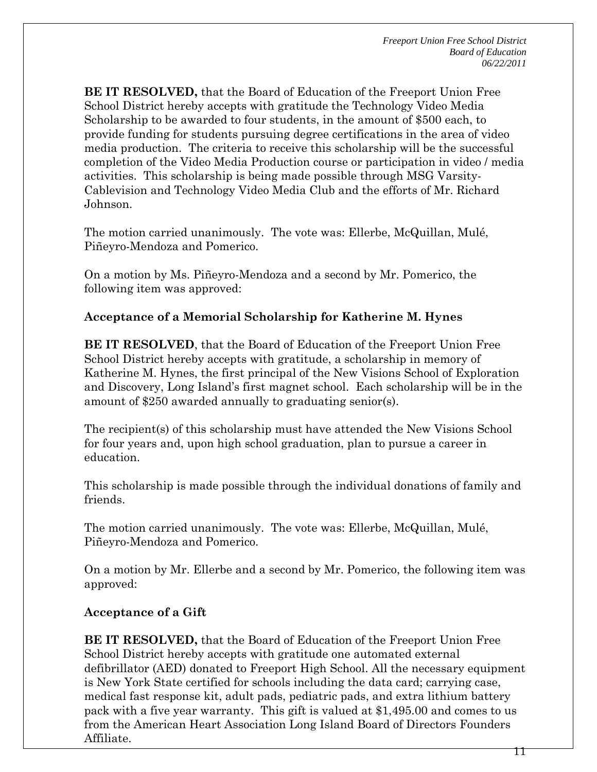**BE IT RESOLVED,** that the Board of Education of the Freeport Union Free School District hereby accepts with gratitude the Technology Video Media Scholarship to be awarded to four students, in the amount of $500 each, to provide funding for students pursuing degree certifications in the area of video media production. The criteria to receive this scholarship will be the successful completion of the Video Media Production course or participation in video / media activities. This scholarship is being made possible through MSG Varsity-Cablevision and Technology Video Media Club and the efforts of Mr. Richard Johnson.

The motion carried unanimously. The vote was: Ellerbe, McQuillan, Mulé, Piñeyro-Mendoza and Pomerico.

On a motion by Ms. Piñeyro-Mendoza and a second by Mr. Pomerico, the following item was approved:

**Acceptance of a Memorial Scholarship for Katherine M. Hynes**

**BE IT RESOLVED**, that the Board of Education of the Freeport Union Free School District hereby accepts with gratitude, a scholarship in memory of Katherine M. Hynes, the first principal of the New Visions School of Exploration and Discovery, Long Island's first magnet school. Each scholarship will be in the amount of $250 awarded annually to graduating senior(s).

The recipient(s) of this scholarship must have attended the New Visions School for four years and, upon high school graduation, plan to pursue a career in education.

This scholarship is made possible through the individual donations of family and friends.

The motion carried unanimously. The vote was: Ellerbe, McQuillan, Mulé, Piñeyro-Mendoza and Pomerico.

On a motion by Mr. Ellerbe and a second by Mr. Pomerico, the following item was approved:

**Acceptance of a Gift**

**BE IT RESOLVED,** that the Board of Education of the Freeport Union Free School District hereby accepts with gratitude one automated external defibrillator (AED) donated to Freeport High School. All the necessary equipment is New York State certified for schools including the data card; carrying case, medical fast response kit, adult pads, pediatric pads, and extra lithium battery pack with a five year warranty. This gift is valued at $1,495.00 and comes to us from the American Heart Association Long Island Board of Directors Founders Affiliate.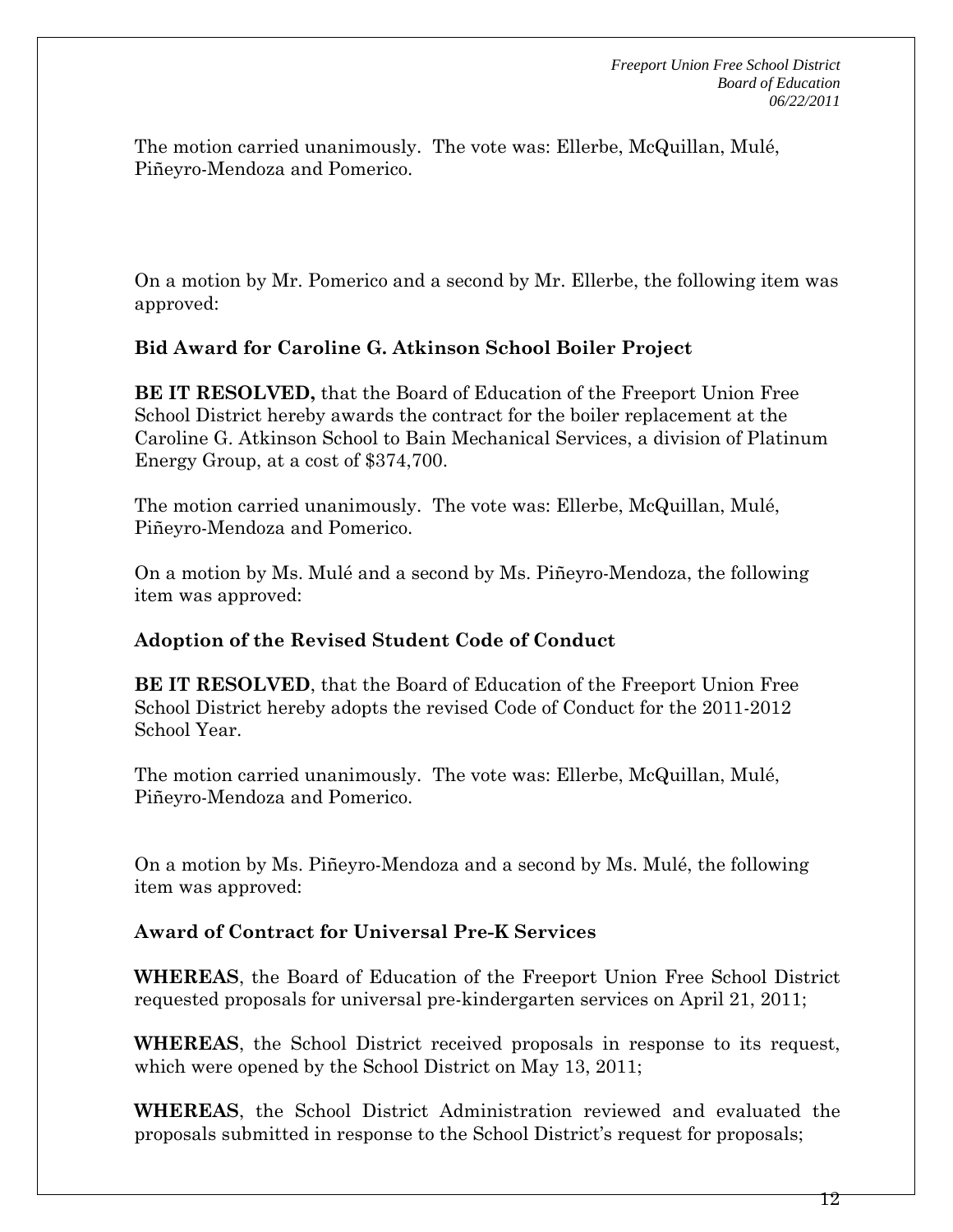The motion carried unanimously. The vote was: Ellerbe, McQuillan, Mulé, Piñeyro-Mendoza and Pomerico.

On a motion by Mr. Pomerico and a second by Mr. Ellerbe, the following item was approved:

**Bid Award for Caroline G. Atkinson School Boiler Project**

**BE IT RESOLVED,** that the Board of Education of the Freeport Union Free School District hereby awards the contract for the boiler replacement at the Caroline G. Atkinson School to Bain Mechanical Services, a division of Platinum Energy Group, at a cost of $374,700.

The motion carried unanimously. The vote was: Ellerbe, McQuillan, Mulé, Piñeyro-Mendoza and Pomerico.

On a motion by Ms. Mulé and a second by Ms. Piñeyro-Mendoza, the following item was approved:

**Adoption of the Revised Student Code of Conduct**

**BE IT RESOLVED**, that the Board of Education of the Freeport Union Free School District hereby adopts the revised Code of Conduct for the 2011-2012 School Year.

The motion carried unanimously. The vote was: Ellerbe, McQuillan, Mulé, Piñeyro-Mendoza and Pomerico.

On a motion by Ms. Piñeyro-Mendoza and a second by Ms. Mulé, the following item was approved:

**Award of Contract for Universal Pre-K Services**

**WHEREAS**, the Board of Education of the Freeport Union Free School District requested proposals for universal pre-kindergarten services on April 21, 2011;

**WHEREAS**, the School District received proposals in response to its request, which were opened by the School District on May 13, 2011;

**WHEREAS**, the School District Administration reviewed and evaluated the proposals submitted in response to the School District's request for proposals;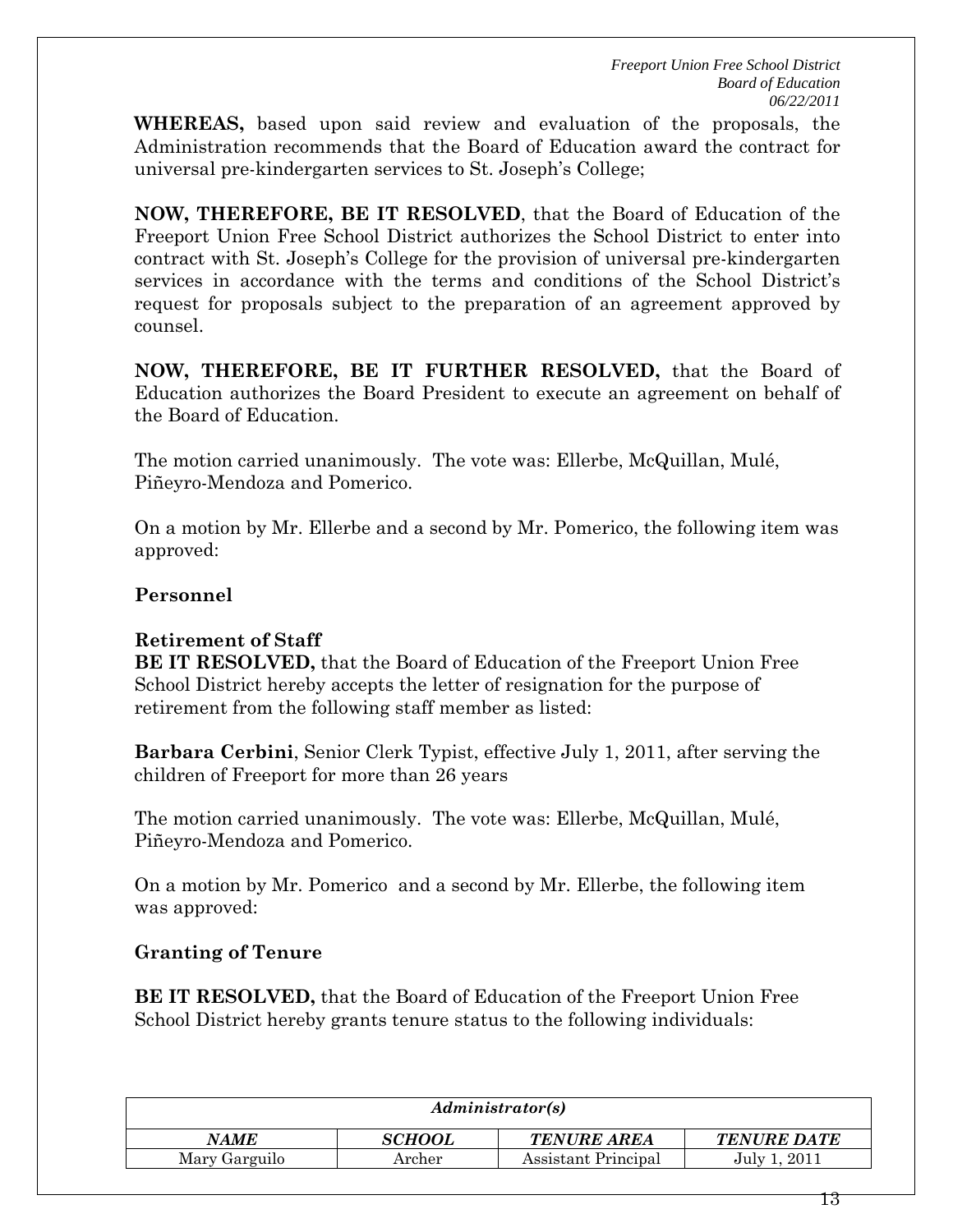**WHEREAS,** based upon said review and evaluation of the proposals, the Administration recommends that the Board of Education award the contract for universal pre-kindergarten services to St. Joseph's College;

**NOW, THEREFORE, BE IT RESOLVED**, that the Board of Education of the Freeport Union Free School District authorizes the School District to enter into contract with St. Joseph's College for the provision of universal pre-kindergarten services in accordance with the terms and conditions of the School District's request for proposals subject to the preparation of an agreement approved by counsel.

**NOW, THEREFORE, BE IT FURTHER RESOLVED,** that the Board of Education authorizes the Board President to execute an agreement on behalf of the Board of Education.

The motion carried unanimously. The vote was: Ellerbe, McQuillan, Mulé, Piñeyro-Mendoza and Pomerico.

On a motion by Mr. Ellerbe and a second by Mr. Pomerico, the following item was approved:

**Personnel**

**Retirement of Staff**

**BE IT RESOLVED,** that the Board of Education of the Freeport Union Free School District hereby accepts the letter of resignation for the purpose of retirement from the following staff member as listed:

**Barbara Cerbini**, Senior Clerk Typist, effective July 1, 2011, after serving the children of Freeport for more than 26 years

The motion carried unanimously. The vote was: Ellerbe, McQuillan, Mulé, Piñeyro-Mendoza and Pomerico.

On a motion by Mr. Pomerico and a second by Mr. Ellerbe, the following item was approved:

**Granting of Tenure**

**BE IT RESOLVED,** that the Board of Education of the Freeport Union Free School District hereby grants tenure status to the following individuals:

| *Administrator(s)* | | | |
|---|---|---|---|
| ***NAME*** | ***SCHOOL*** | ***TENURE AREA*** | ***TENURE DATE*** |
| Mary Garguilo | Archer | Assistant Principal | July 1, 2011 |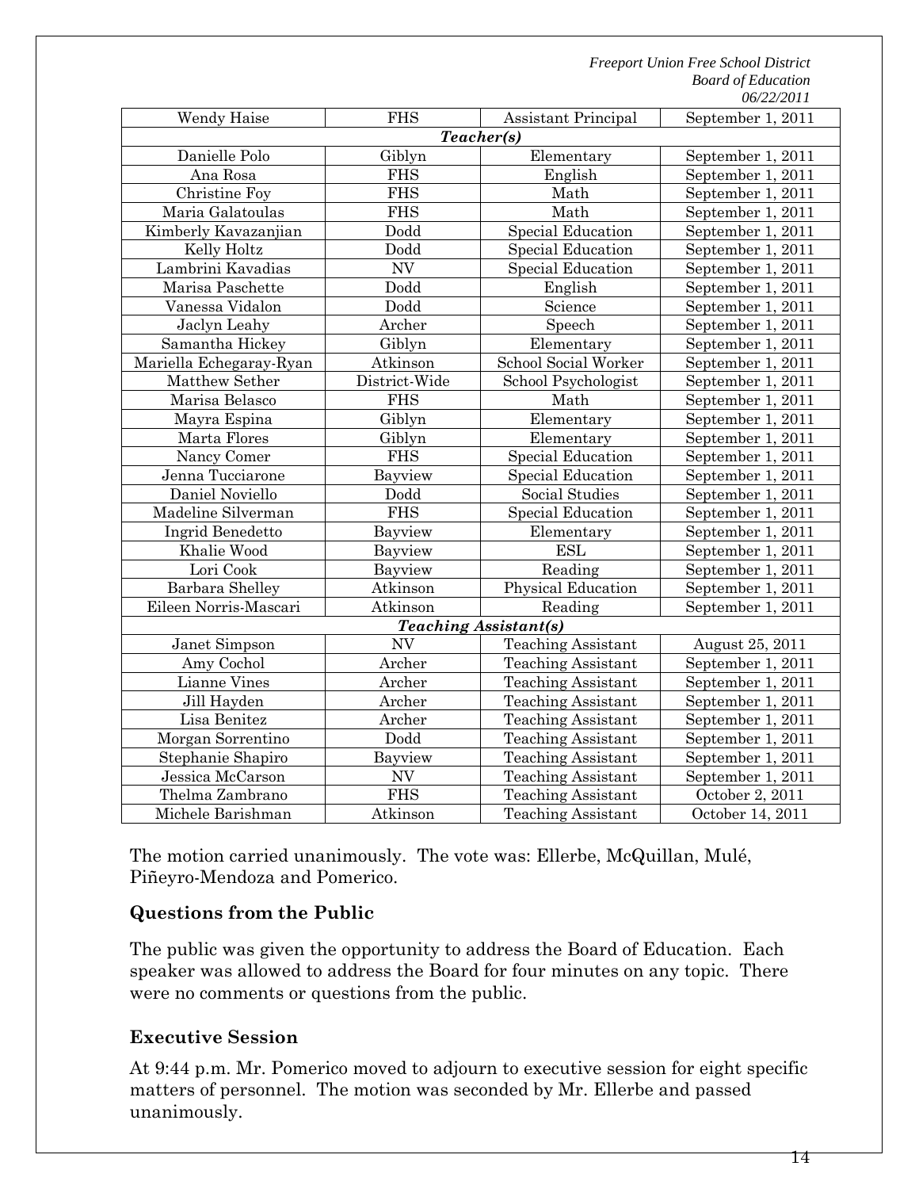| Wendy Haise | FHS | Assistant Principal | September 1, 2011 |
|---|---|---|---|
| ***Teacher(s)*** | | | |
| Danielle Polo | Giblyn | Elementary | September 1, 2011 |
| Ana Rosa | FHS | English | September 1, 2011 |
| Christine Foy | FHS | Math | September 1, 2011 |
| Maria Galatoulas | FHS | Math | September 1, 2011 |
| Kimberly Kavazanjian | Dodd | Special Education | September 1, 2011 |
| Kelly Holtz | Dodd | Special Education | September 1, 2011 |
| Lambrini Kavadias | NV | Special Education | September 1, 2011 |
| Marisa Paschette | Dodd | English | September 1, 2011 |
| Vanessa Vidalon | Dodd | Science | September 1, 2011 |
| Jaclyn Leahy | Archer | Speech | September 1, 2011 |
| Samantha Hickey | Giblyn | Elementary | September 1, 2011 |
| Mariella Echegaray-Ryan | Atkinson | School Social Worker | September 1, 2011 |
| Matthew Sether | District-Wide | School Psychologist | September 1, 2011 |
| Marisa Belasco | FHS | Math | September 1, 2011 |
| Mayra Espina | Giblyn | Elementary | September 1, 2011 |
| Marta Flores | Giblyn | Elementary | September 1, 2011 |
| Nancy Comer | FHS | Special Education | September 1, 2011 |
| Jenna Tucciarone | Bayview | Special Education | September 1, 2011 |
| Daniel Noviello | Dodd | Social Studies | September 1, 2011 |
| Madeline Silverman | FHS | Special Education | September 1, 2011 |
| Ingrid Benedetto | Bayview | Elementary | September 1, 2011 |
| Khalie Wood | Bayview | ESL | September 1, 2011 |
| Lori Cook | Bayview | Reading | September 1, 2011 |
| Barbara Shelley | Atkinson | Physical Education | September 1, 2011 |
| Eileen Norris-Mascari | Atkinson | Reading | September 1, 2011 |
| ***Teaching Assistant(s)*** | | | |
| Janet Simpson | NV | Teaching Assistant | August 25, 2011 |
| Amy Cochol | Archer | Teaching Assistant | September 1, 2011 |
| Lianne Vines | Archer | Teaching Assistant | September 1, 2011 |
| Jill Hayden | Archer | Teaching Assistant | September 1, 2011 |
| Lisa Benitez | Archer | Teaching Assistant | September 1, 2011 |
| Morgan Sorrentino | Dodd | Teaching Assistant | September 1, 2011 |
| Stephanie Shapiro | Bayview | Teaching Assistant | September 1, 2011 |
| Jessica McCarson | NV | Teaching Assistant | September 1, 2011 |
| Thelma Zambrano | FHS | Teaching Assistant | October 2, 2011 |
| Michele Barishman | Atkinson | Teaching Assistant | October 14, 2011 |

The motion carried unanimously. The vote was: Ellerbe, McQuillan, Mulé, Piñeyro-Mendoza and Pomerico.

### Questions from the Public

The public was given the opportunity to address the Board of Education. Each speaker was allowed to address the Board for four minutes on any topic. There were no comments or questions from the public.

### Executive Session

At 9:44 p.m. Mr. Pomerico moved to adjourn to executive session for eight specific matters of personnel. The motion was seconded by Mr. Ellerbe and passed unanimously.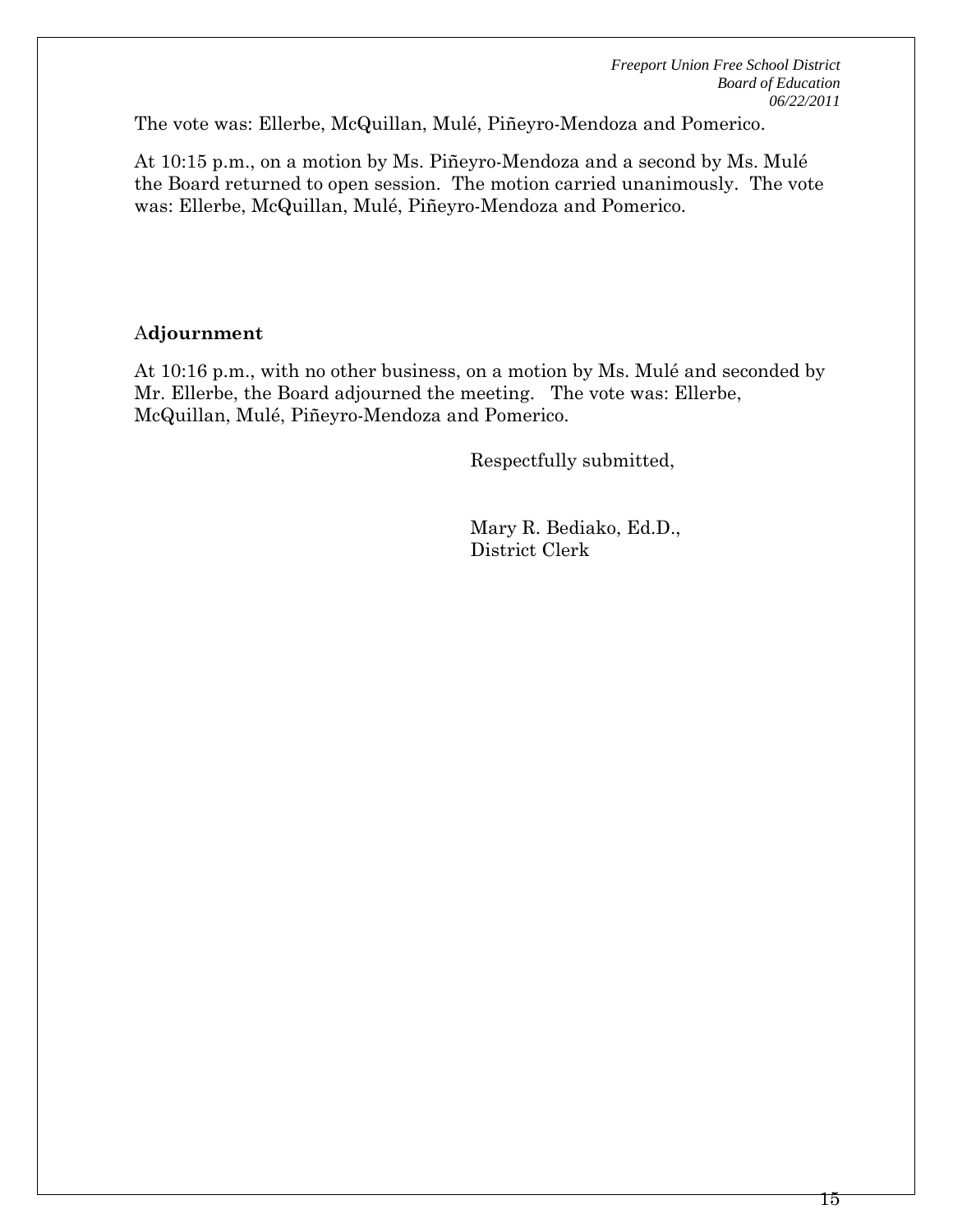The vote was: Ellerbe, McQuillan, Mulé, Piñeyro-Mendoza and Pomerico.

At 10:15 p.m., on a motion by Ms. Piñeyro-Mendoza and a second by Ms. Mulé the Board returned to open session. The motion carried unanimously. The vote was: Ellerbe, McQuillan, Mulé, Piñeyro-Mendoza and Pomerico.

### Adjournment

At 10:16 p.m., with no other business, on a motion by Ms. Mulé and seconded by Mr. Ellerbe, the Board adjourned the meeting. The vote was: Ellerbe, McQuillan, Mulé, Piñeyro-Mendoza and Pomerico.

Respectfully submitted,

Mary R. Bediako, Ed.D.,
District Clerk